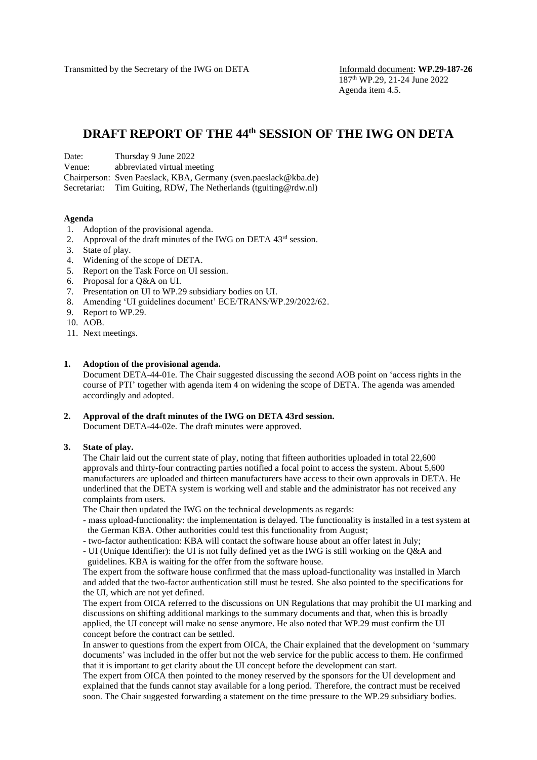Transmitted by the Secretary of the IWG on DETA

Informald document: **WP.29-187-26**
187th WP.29, 21-24 June 2022
Agenda item 4.5.

# DRAFT REPORT OF THE 44th SESSION OF THE IWG ON DETA

Date: Thursday 9 June 2022
Venue: abbreviated virtual meeting
Chairperson: Sven Paeslack, KBA, Germany (sven.paeslack@kba.de)
Secretariat: Tim Guiting, RDW, The Netherlands (tguiting@rdw.nl)

**Agenda**

1. Adoption of the provisional agenda.
2. Approval of the draft minutes of the IWG on DETA 43rd session.
3. State of play.
4. Widening of the scope of DETA.
5. Report on the Task Force on UI session.
6. Proposal for a Q&A on UI.
7. Presentation on UI to WP.29 subsidiary bodies on UI.
8. Amending 'UI guidelines document' ECE/TRANS/WP.29/2022/62.
9. Report to WP.29.
10. AOB.
11. Next meetings.

**1. Adoption of the provisional agenda.**

Document DETA-44-01e. The Chair suggested discussing the second AOB point on 'access rights in the course of PTI' together with agenda item 4 on widening the scope of DETA. The agenda was amended accordingly and adopted.

**2. Approval of the draft minutes of the IWG on DETA 43rd session.**

Document DETA-44-02e. The draft minutes were approved.

**3. State of play.**

The Chair laid out the current state of play, noting that fifteen authorities uploaded in total 22,600 approvals and thirty-four contracting parties notified a focal point to access the system. About 5,600 manufacturers are uploaded and thirteen manufacturers have access to their own approvals in DETA. He underlined that the DETA system is working well and stable and the administrator has not received any complaints from users.

The Chair then updated the IWG on the technical developments as regards:

- mass upload-functionality: the implementation is delayed. The functionality is installed in a test system at the German KBA. Other authorities could test this functionality from August;
- two-factor authentication: KBA will contact the software house about an offer latest in July;
- UI (Unique Identifier): the UI is not fully defined yet as the IWG is still working on the Q&A and guidelines. KBA is waiting for the offer from the software house.

The expert from the software house confirmed that the mass upload-functionality was installed in March and added that the two-factor authentication still must be tested. She also pointed to the specifications for the UI, which are not yet defined.

The expert from OICA referred to the discussions on UN Regulations that may prohibit the UI marking and discussions on shifting additional markings to the summary documents and that, when this is broadly applied, the UI concept will make no sense anymore. He also noted that WP.29 must confirm the UI concept before the contract can be settled.

In answer to questions from the expert from OICA, the Chair explained that the development on 'summary documents' was included in the offer but not the web service for the public access to them. He confirmed that it is important to get clarity about the UI concept before the development can start.

The expert from OICA then pointed to the money reserved by the sponsors for the UI development and explained that the funds cannot stay available for a long period. Therefore, the contract must be received soon. The Chair suggested forwarding a statement on the time pressure to the WP.29 subsidiary bodies.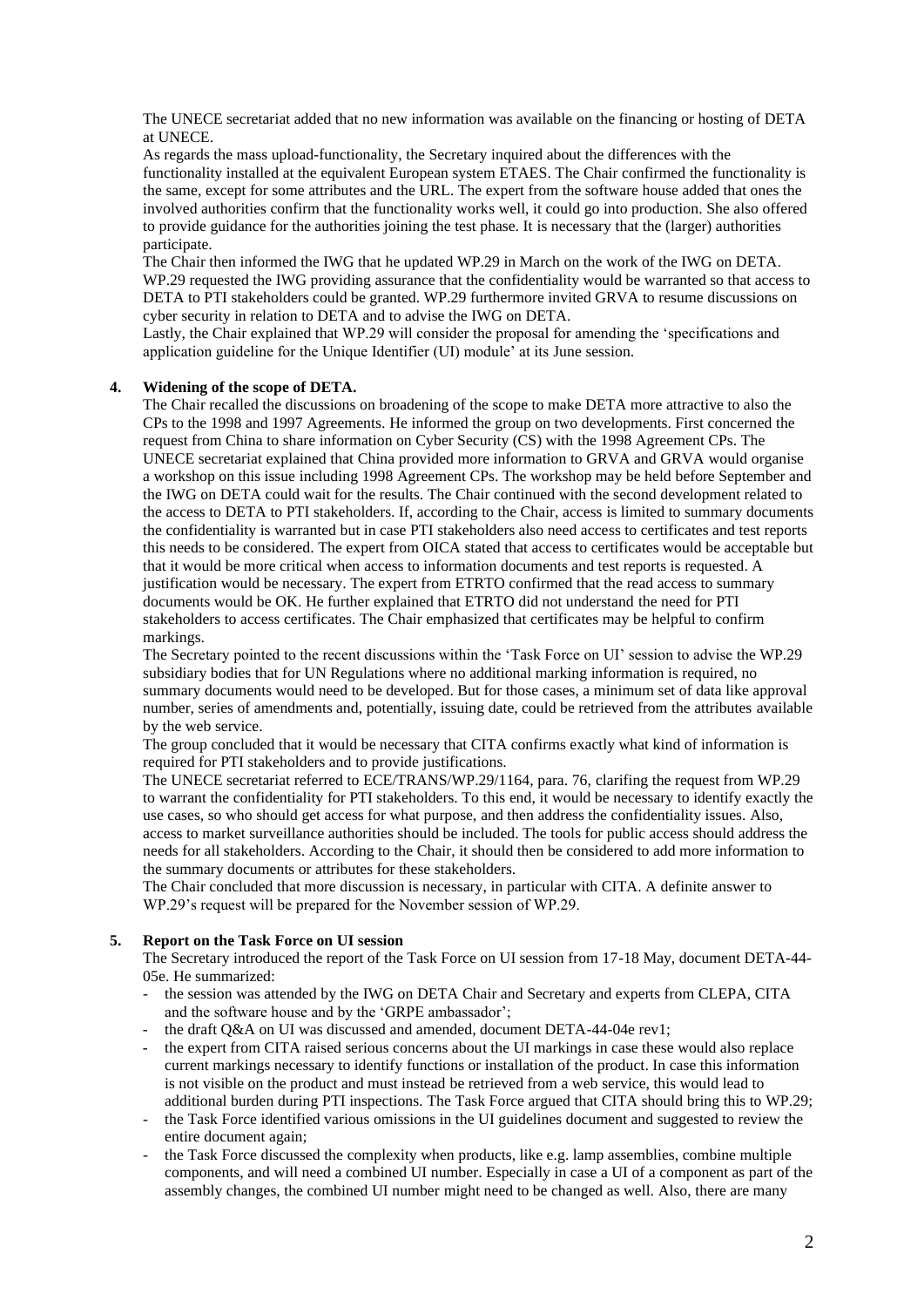The UNECE secretariat added that no new information was available on the financing or hosting of DETA at UNECE.

As regards the mass upload-functionality, the Secretary inquired about the differences with the functionality installed at the equivalent European system ETAES. The Chair confirmed the functionality is the same, except for some attributes and the URL. The expert from the software house added that ones the involved authorities confirm that the functionality works well, it could go into production. She also offered to provide guidance for the authorities joining the test phase. It is necessary that the (larger) authorities participate.

The Chair then informed the IWG that he updated WP.29 in March on the work of the IWG on DETA. WP.29 requested the IWG providing assurance that the confidentiality would be warranted so that access to DETA to PTI stakeholders could be granted. WP.29 furthermore invited GRVA to resume discussions on cyber security in relation to DETA and to advise the IWG on DETA.

Lastly, the Chair explained that WP.29 will consider the proposal for amending the 'specifications and application guideline for the Unique Identifier (UI) module' at its June session.

**4. Widening of the scope of DETA.**

The Chair recalled the discussions on broadening of the scope to make DETA more attractive to also the CPs to the 1998 and 1997 Agreements. He informed the group on two developments. First concerned the request from China to share information on Cyber Security (CS) with the 1998 Agreement CPs. The UNECE secretariat explained that China provided more information to GRVA and GRVA would organise a workshop on this issue including 1998 Agreement CPs. The workshop may be held before September and the IWG on DETA could wait for the results. The Chair continued with the second development related to the access to DETA to PTI stakeholders. If, according to the Chair, access is limited to summary documents the confidentiality is warranted but in case PTI stakeholders also need access to certificates and test reports this needs to be considered. The expert from OICA stated that access to certificates would be acceptable but that it would be more critical when access to information documents and test reports is requested. A justification would be necessary. The expert from ETRTO confirmed that the read access to summary documents would be OK. He further explained that ETRTO did not understand the need for PTI stakeholders to access certificates. The Chair emphasized that certificates may be helpful to confirm markings.

The Secretary pointed to the recent discussions within the 'Task Force on UI' session to advise the WP.29 subsidiary bodies that for UN Regulations where no additional marking information is required, no summary documents would need to be developed. But for those cases, a minimum set of data like approval number, series of amendments and, potentially, issuing date, could be retrieved from the attributes available by the web service.

The group concluded that it would be necessary that CITA confirms exactly what kind of information is required for PTI stakeholders and to provide justifications.

The UNECE secretariat referred to ECE/TRANS/WP.29/1164, para. 76, clarifing the request from WP.29 to warrant the confidentiality for PTI stakeholders. To this end, it would be necessary to identify exactly the use cases, so who should get access for what purpose, and then address the confidentiality issues. Also, access to market surveillance authorities should be included. The tools for public access should address the needs for all stakeholders. According to the Chair, it should then be considered to add more information to the summary documents or attributes for these stakeholders.

The Chair concluded that more discussion is necessary, in particular with CITA. A definite answer to WP.29's request will be prepared for the November session of WP.29.

**5. Report on the Task Force on UI session**

The Secretary introduced the report of the Task Force on UI session from 17-18 May, document DETA-44-05e. He summarized:

- the session was attended by the IWG on DETA Chair and Secretary and experts from CLEPA, CITA and the software house and by the 'GRPE ambassador';
- the draft Q&A on UI was discussed and amended, document DETA-44-04e rev1;
- the expert from CITA raised serious concerns about the UI markings in case these would also replace current markings necessary to identify functions or installation of the product. In case this information is not visible on the product and must instead be retrieved from a web service, this would lead to additional burden during PTI inspections. The Task Force argued that CITA should bring this to WP.29;
- the Task Force identified various omissions in the UI guidelines document and suggested to review the entire document again;
- the Task Force discussed the complexity when products, like e.g. lamp assemblies, combine multiple components, and will need a combined UI number. Especially in case a UI of a component as part of the assembly changes, the combined UI number might need to be changed as well. Also, there are many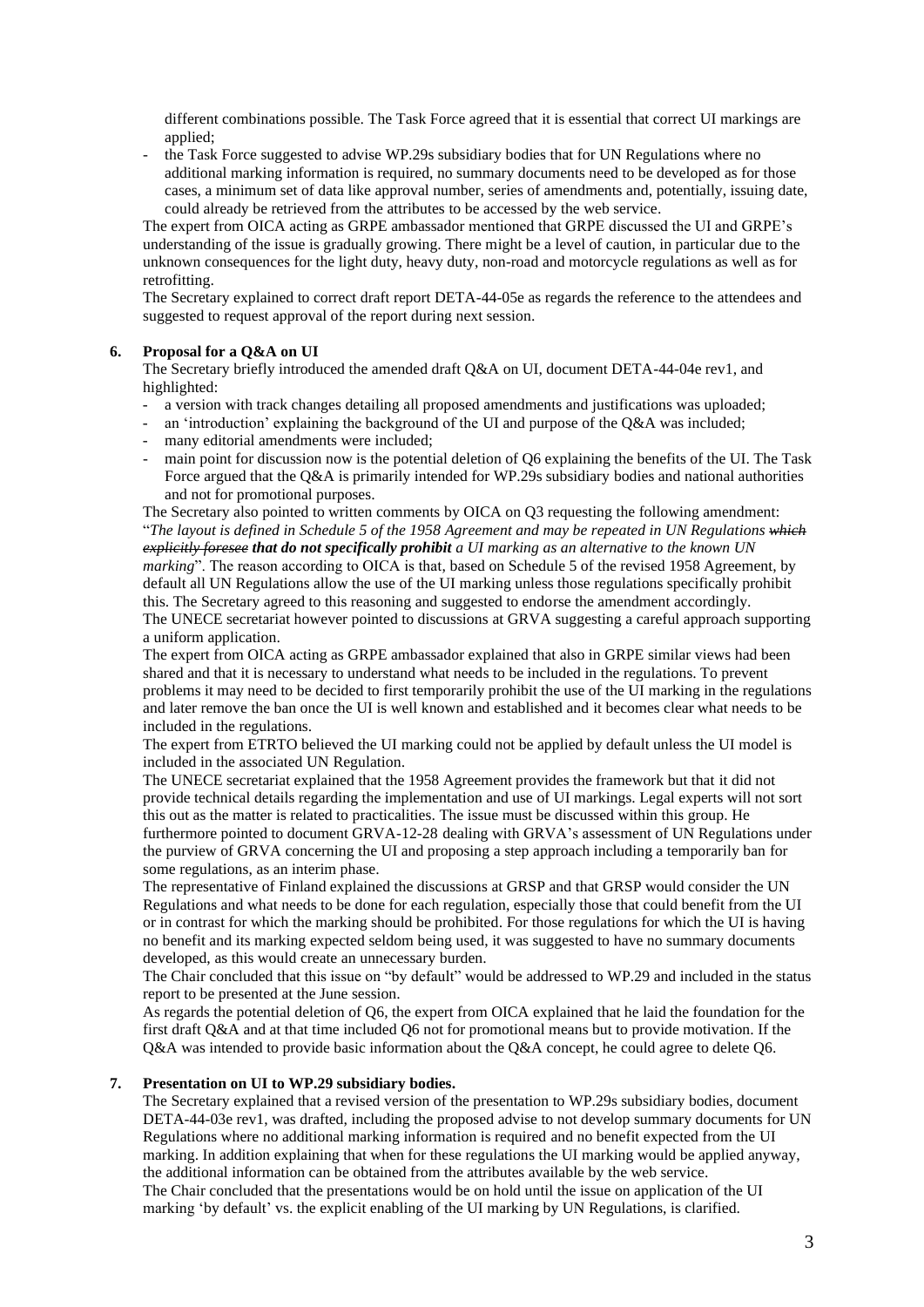different combinations possible. The Task Force agreed that it is essential that correct UI markings are applied;

- the Task Force suggested to advise WP.29s subsidiary bodies that for UN Regulations where no additional marking information is required, no summary documents need to be developed as for those cases, a minimum set of data like approval number, series of amendments and, potentially, issuing date, could already be retrieved from the attributes to be accessed by the web service.

The expert from OICA acting as GRPE ambassador mentioned that GRPE discussed the UI and GRPE's understanding of the issue is gradually growing. There might be a level of caution, in particular due to the unknown consequences for the light duty, heavy duty, non-road and motorcycle regulations as well as for retrofitting.

The Secretary explained to correct draft report DETA-44-05e as regards the reference to the attendees and suggested to request approval of the report during next session.

## 6. Proposal for a Q&A on UI

The Secretary briefly introduced the amended draft Q&A on UI, document DETA-44-04e rev1, and highlighted:

- a version with track changes detailing all proposed amendments and justifications was uploaded;
- an 'introduction' explaining the background of the UI and purpose of the Q&A was included;
- many editorial amendments were included;
- main point for discussion now is the potential deletion of Q6 explaining the benefits of the UI. The Task Force argued that the Q&A is primarily intended for WP.29s subsidiary bodies and national authorities and not for promotional purposes.

The Secretary also pointed to written comments by OICA on Q3 requesting the following amendment: "*The layout is defined in Schedule 5 of the 1958 Agreement and may be repeated in UN Regulations ~~which explicitly foresee~~* ***that do not specifically prohibit*** *a UI marking as an alternative to the known UN marking*". The reason according to OICA is that, based on Schedule 5 of the revised 1958 Agreement, by default all UN Regulations allow the use of the UI marking unless those regulations specifically prohibit this. The Secretary agreed to this reasoning and suggested to endorse the amendment accordingly.

The UNECE secretariat however pointed to discussions at GRVA suggesting a careful approach supporting a uniform application.

The expert from OICA acting as GRPE ambassador explained that also in GRPE similar views had been shared and that it is necessary to understand what needs to be included in the regulations. To prevent problems it may need to be decided to first temporarily prohibit the use of the UI marking in the regulations and later remove the ban once the UI is well known and established and it becomes clear what needs to be included in the regulations.

The expert from ETRTO believed the UI marking could not be applied by default unless the UI model is included in the associated UN Regulation.

The UNECE secretariat explained that the 1958 Agreement provides the framework but that it did not provide technical details regarding the implementation and use of UI markings. Legal experts will not sort this out as the matter is related to practicalities. The issue must be discussed within this group. He furthermore pointed to document GRVA-12-28 dealing with GRVA's assessment of UN Regulations under the purview of GRVA concerning the UI and proposing a step approach including a temporarily ban for some regulations, as an interim phase.

The representative of Finland explained the discussions at GRSP and that GRSP would consider the UN Regulations and what needs to be done for each regulation, especially those that could benefit from the UI or in contrast for which the marking should be prohibited. For those regulations for which the UI is having no benefit and its marking expected seldom being used, it was suggested to have no summary documents developed, as this would create an unnecessary burden.

The Chair concluded that this issue on "by default" would be addressed to WP.29 and included in the status report to be presented at the June session.

As regards the potential deletion of Q6, the expert from OICA explained that he laid the foundation for the first draft Q&A and at that time included Q6 not for promotional means but to provide motivation. If the Q&A was intended to provide basic information about the Q&A concept, he could agree to delete Q6.

## 7. Presentation on UI to WP.29 subsidiary bodies.

The Secretary explained that a revised version of the presentation to WP.29s subsidiary bodies, document DETA-44-03e rev1, was drafted, including the proposed advise to not develop summary documents for UN Regulations where no additional marking information is required and no benefit expected from the UI marking. In addition explaining that when for these regulations the UI marking would be applied anyway, the additional information can be obtained from the attributes available by the web service.

The Chair concluded that the presentations would be on hold until the issue on application of the UI marking 'by default' vs. the explicit enabling of the UI marking by UN Regulations, is clarified.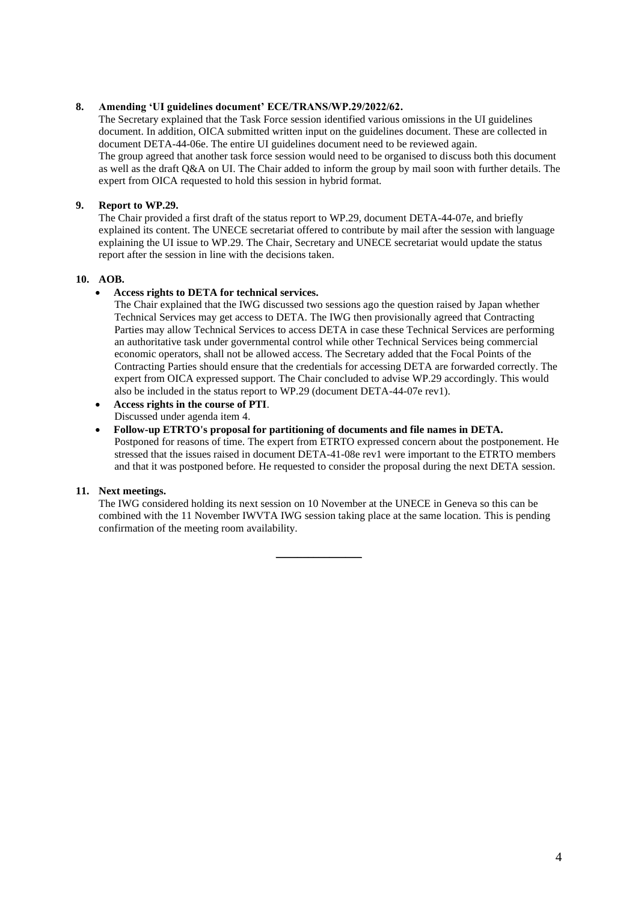**8. Amending 'UI guidelines document' ECE/TRANS/WP.29/2022/62.**

The Secretary explained that the Task Force session identified various omissions in the UI guidelines document. In addition, OICA submitted written input on the guidelines document. These are collected in document DETA-44-06e. The entire UI guidelines document need to be reviewed again.
The group agreed that another task force session would need to be organised to discuss both this document as well as the draft Q&A on UI. The Chair added to inform the group by mail soon with further details. The expert from OICA requested to hold this session in hybrid format.

**9. Report to WP.29.**

The Chair provided a first draft of the status report to WP.29, document DETA-44-07e, and briefly explained its content. The UNECE secretariat offered to contribute by mail after the session with language explaining the UI issue to WP.29. The Chair, Secretary and UNECE secretariat would update the status report after the session in line with the decisions taken.

**10. AOB.**

- **Access rights to DETA for technical services.**
  The Chair explained that the IWG discussed two sessions ago the question raised by Japan whether Technical Services may get access to DETA. The IWG then provisionally agreed that Contracting Parties may allow Technical Services to access DETA in case these Technical Services are performing an authoritative task under governmental control while other Technical Services being commercial economic operators, shall not be allowed access. The Secretary added that the Focal Points of the Contracting Parties should ensure that the credentials for accessing DETA are forwarded correctly. The expert from OICA expressed support. The Chair concluded to advise WP.29 accordingly. This would also be included in the status report to WP.29 (document DETA-44-07e rev1).
- **Access rights in the course of PTI**.
  Discussed under agenda item 4.
- **Follow-up ETRTO's proposal for partitioning of documents and file names in DETA.**
  Postponed for reasons of time. The expert from ETRTO expressed concern about the postponement. He stressed that the issues raised in document DETA-41-08e rev1 were important to the ETRTO members and that it was postponed before. He requested to consider the proposal during the next DETA session.

**11. Next meetings.**

The IWG considered holding its next session on 10 November at the UNECE in Geneva so this can be combined with the 11 November IWVTA IWG session taking place at the same location. This is pending confirmation of the meeting room availability.